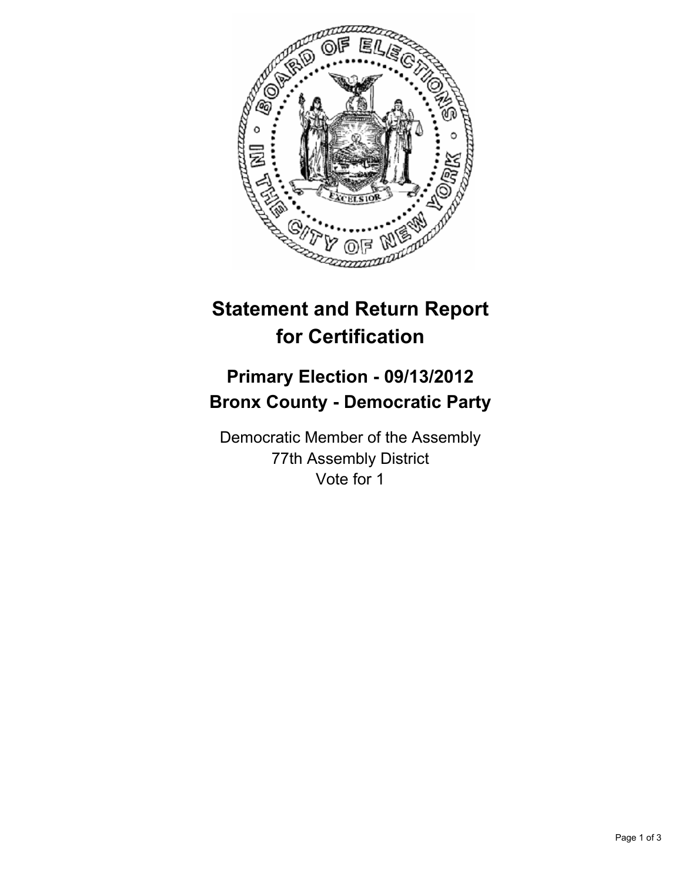# Statement and Return Report for Certification

## Primary Election - 09/13/2012
## Bronx County - Democratic Party

Democratic Member of the Assembly
77th Assembly District
Vote for 1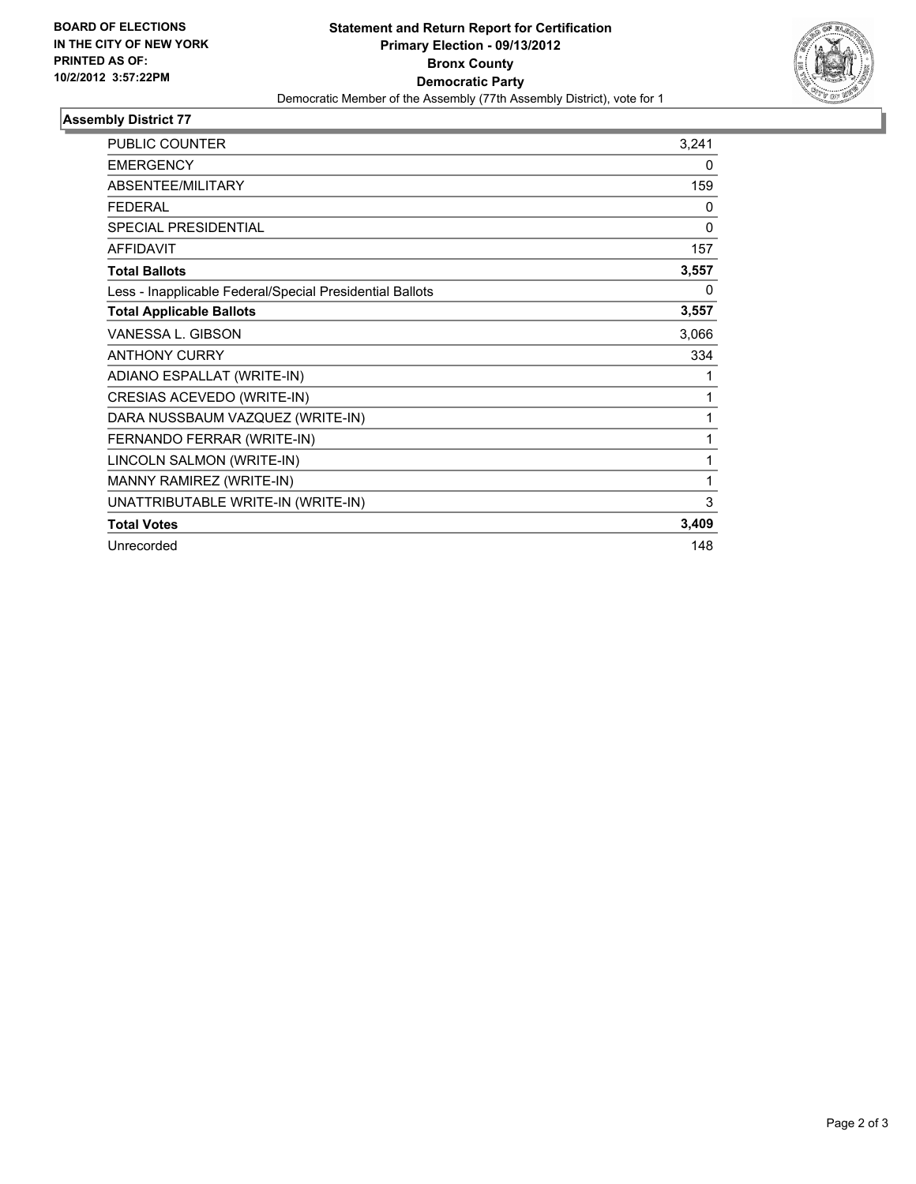**BOARD OF ELECTIONS IN THE CITY OF NEW YORK PRINTED AS OF: 10/2/2012 3:57:22PM**

# Statement and Return Report for Certification
## Primary Election - 09/13/2012
## Bronx County
## Democratic Party

Democratic Member of the Assembly (77th Assembly District), vote for 1

### Assembly District 77

| | |
|---|---|
| PUBLIC COUNTER | 3,241 |
| EMERGENCY | 0 |
| ABSENTEE/MILITARY | 159 |
| FEDERAL | 0 |
| SPECIAL PRESIDENTIAL | 0 |
| AFFIDAVIT | 157 |
| **Total Ballots** | **3,557** |
| Less - Inapplicable Federal/Special Presidential Ballots | 0 |
| **Total Applicable Ballots** | **3,557** |
| VANESSA L. GIBSON | 3,066 |
| ANTHONY CURRY | 334 |
| ADIANO ESPALLAT (WRITE-IN) | 1 |
| CRESIAS ACEVEDO (WRITE-IN) | 1 |
| DARA NUSSBAUM VAZQUEZ (WRITE-IN) | 1 |
| FERNANDO FERRAR (WRITE-IN) | 1 |
| LINCOLN SALMON (WRITE-IN) | 1 |
| MANNY RAMIREZ (WRITE-IN) | 1 |
| UNATTRIBUTABLE WRITE-IN (WRITE-IN) | 3 |
| **Total Votes** | **3,409** |
| Unrecorded | 148 |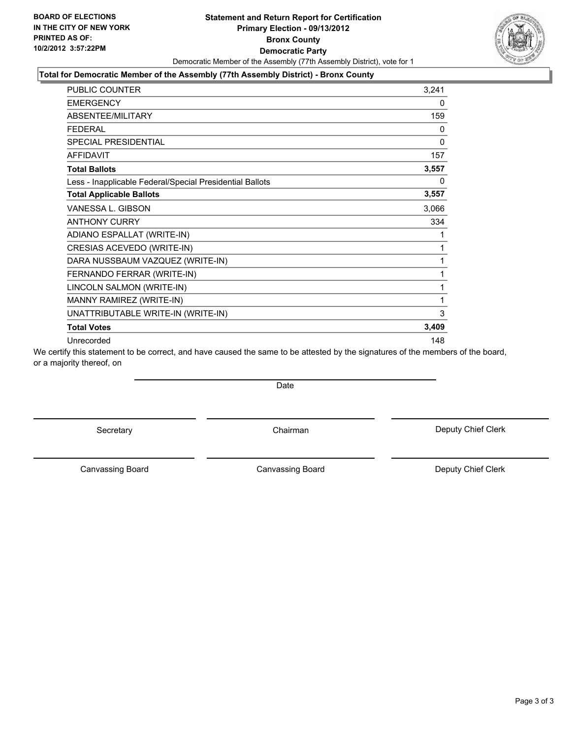**BOARD OF ELECTIONS IN THE CITY OF NEW YORK PRINTED AS OF: 10/2/2012 3:57:22PM**

**Statement and Return Report for Certification**
**Primary Election - 09/13/2012**
**Bronx County**
**Democratic Party**

Democratic Member of the Assembly (77th Assembly District), vote for 1

**Total for Democratic Member of the Assembly (77th Assembly District) - Bronx County**

| | |
|---|---|
| PUBLIC COUNTER | 3,241 |
| EMERGENCY | 0 |
| ABSENTEE/MILITARY | 159 |
| FEDERAL | 0 |
| SPECIAL PRESIDENTIAL | 0 |
| AFFIDAVIT | 157 |
| **Total Ballots** | **3,557** |
| Less - Inapplicable Federal/Special Presidential Ballots | 0 |
| **Total Applicable Ballots** | **3,557** |
| VANESSA L. GIBSON | 3,066 |
| ANTHONY CURRY | 334 |
| ADIANO ESPALLAT (WRITE-IN) | 1 |
| CRESIAS ACEVEDO (WRITE-IN) | 1 |
| DARA NUSSBAUM VAZQUEZ (WRITE-IN) | 1 |
| FERNANDO FERRAR (WRITE-IN) | 1 |
| LINCOLN SALMON (WRITE-IN) | 1 |
| MANNY RAMIREZ (WRITE-IN) | 1 |
| UNATTRIBUTABLE WRITE-IN (WRITE-IN) | 3 |
| **Total Votes** | **3,409** |
| Unrecorded | 148 |

We certify this statement to be correct, and have caused the same to be attested by the signatures of the members of the board, or a majority thereof, on

Date

Secretary

Chairman

Deputy Chief Clerk

Canvassing Board

Canvassing Board

Deputy Chief Clerk